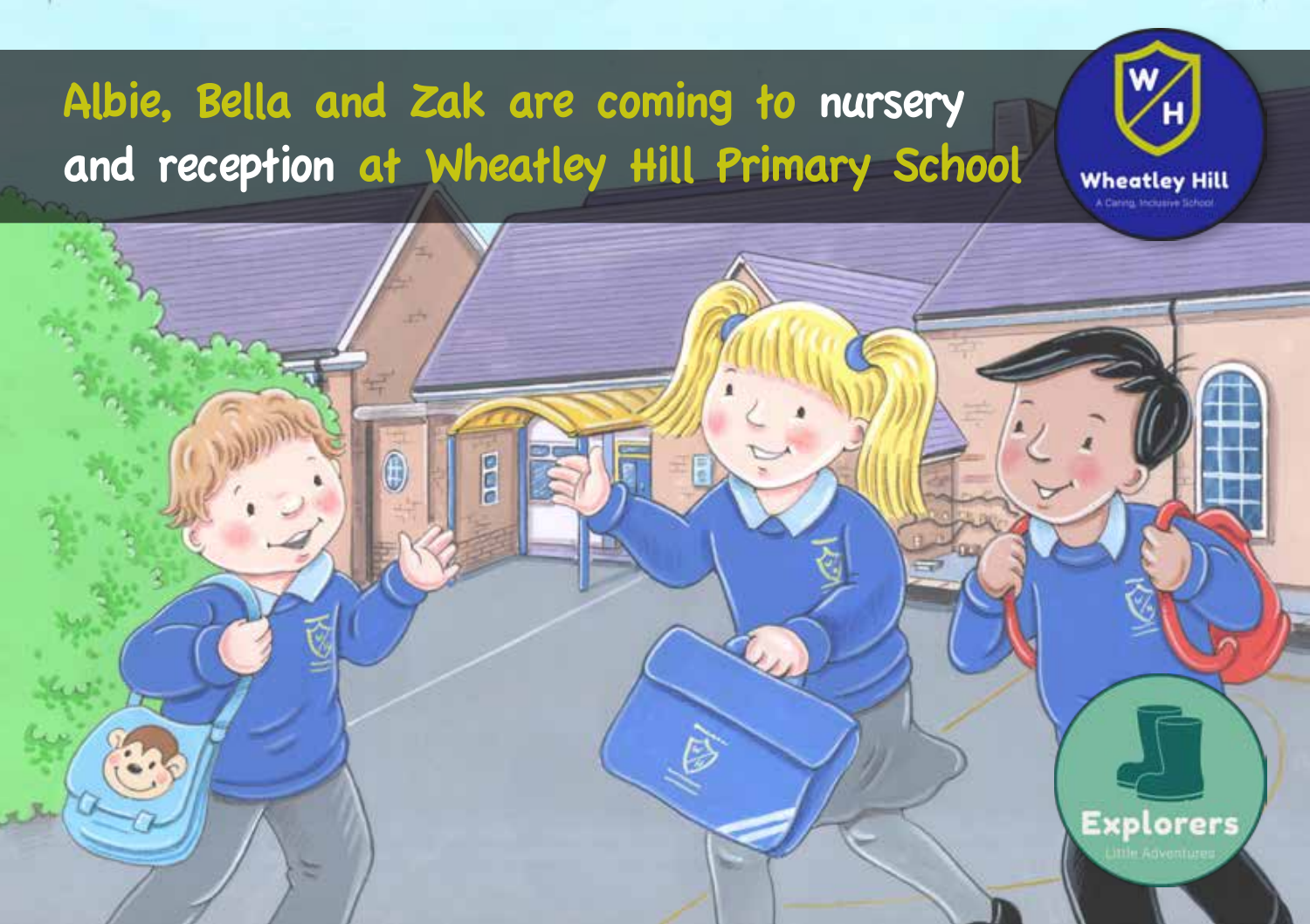# Albie, Bella and Zak are coming to nursery and reception at Wheatley Hill Primary School

Wheatley Hill

A Caring, Inclusive School

Explorers

Little Adventures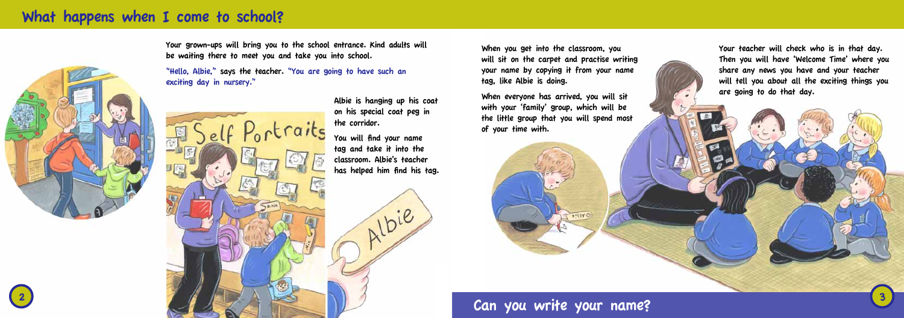# What happens when I come to school?

Your grown-ups will bring you to the school entrance. Kind adults will be waiting there to meet you and take you into school.

"Hello, Albie," says the teacher. "You are going to have such an exciting day in nursery."

Albie is hanging up his coat on his special coat peg in the corridor.

You will find your name tag and take it into the classroom. Albie's teacher has helped him find his tag.

When you get into the classroom, you will sit on the carpet and practise writing your name by copying it from your name tag, like Albie is doing.

When everyone has arrived, you will sit with your 'family' group, which will be the little group that you will spend most of your time with.

Your teacher will check who is in that day. Then you will have 'Welcome Time' where you share any news you have and your teacher will tell you about all the exciting things you are going to do that day.

## Can you write your name?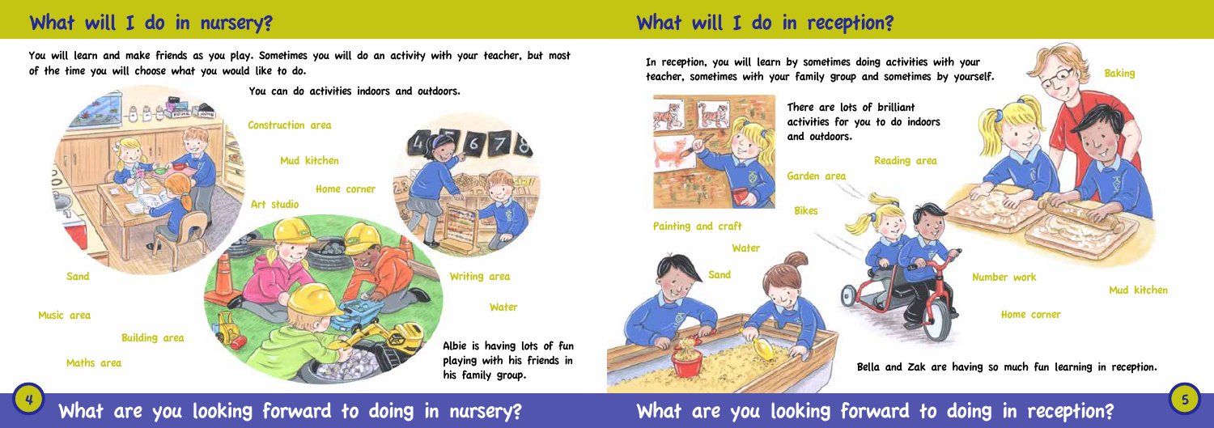## What will I do in nursery?

You will learn and make friends as you play. Sometimes you will do an activity with your teacher, but most of the time you will choose what you would like to do.

You can do activities indoors and outdoors.

Construction area

Mud kitchen

Home corner

Art studio

Sand

Writing area

Water

Music area

Building area

Maths area

Albie is having lots of fun playing with his friends in his family group.

### What are you looking forward to doing in nursery?

## What will I do in reception?

In reception, you will learn by sometimes doing activities with your teacher, sometimes with your family group and sometimes by yourself.

Baking

There are lots of brilliant activities for you to do indoors and outdoors.

Reading area

Garden area

Bikes

Painting and craft

Water

Sand

Number work

Mud kitchen

Home corner

Bella and Zak are having so much fun learning in reception.

### What are you looking forward to doing in reception?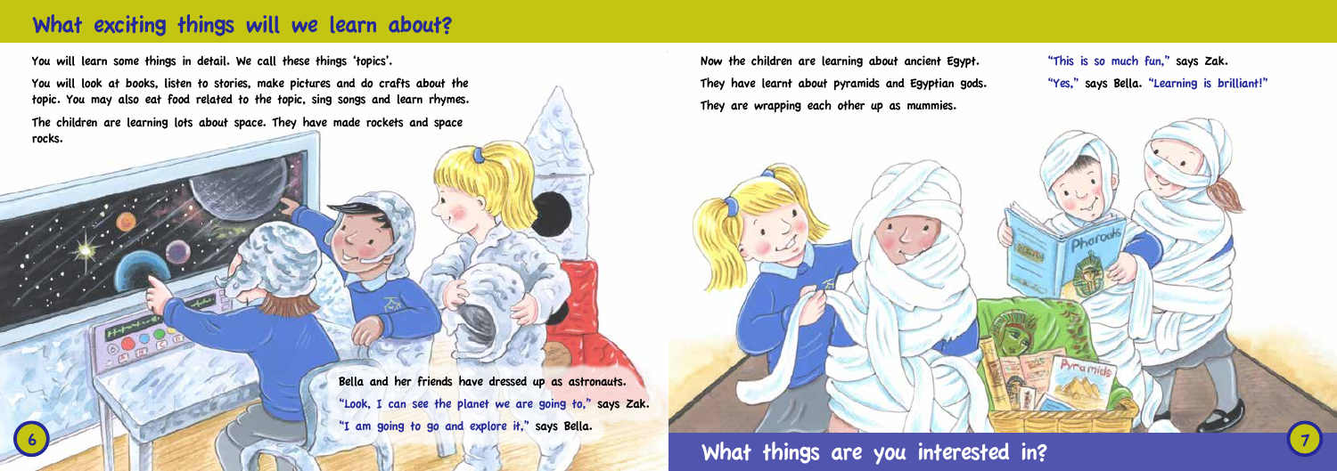# What exciting things will we learn about?

You will learn some things in detail. We call these things 'topics'.

You will look at books, listen to stories, make pictures and do crafts about the topic. You may also eat food related to the topic, sing songs and learn rhymes.

The children are learning lots about space. They have made rockets and space rocks.

Bella and her friends have dressed up as astronauts.

"Look, I can see the planet we are going to," says Zak.

"I am going to go and explore it," says Bella.

Now the children are learning about ancient Egypt.

They have learnt about pyramids and Egyptian gods.

They are wrapping each other up as mummies.

"This is so much fun," says Zak.

"Yes," says Bella. "Learning is brilliant!"

## What things are you interested in?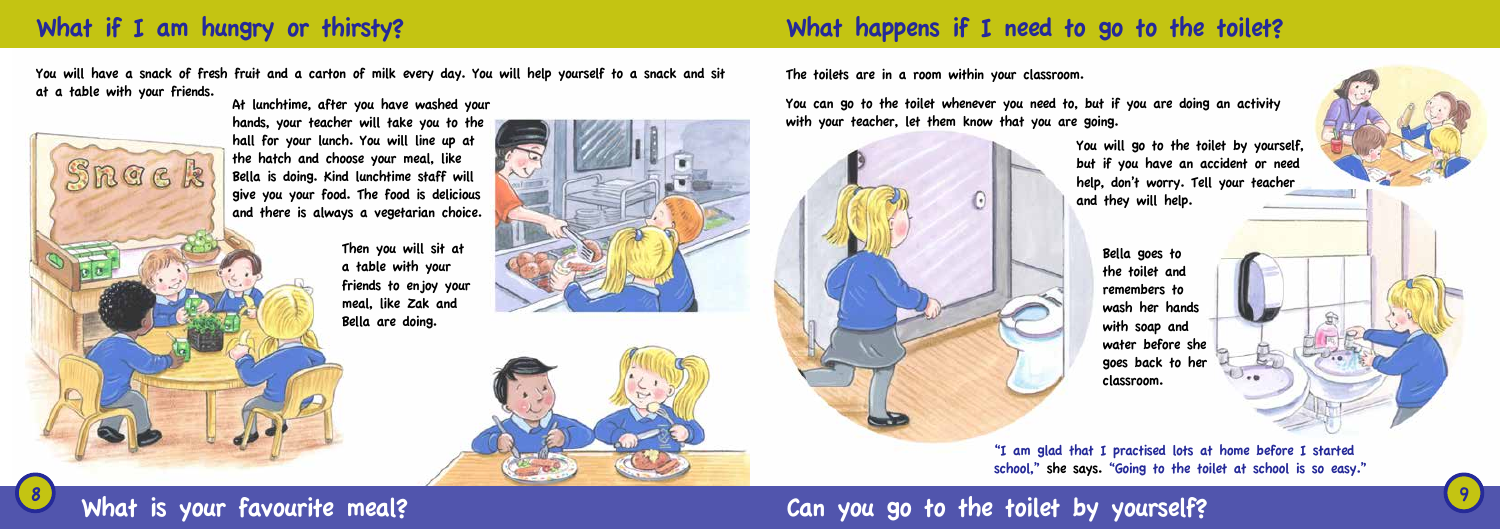## What if I am hungry or thirsty?

You will have a snack of fresh fruit and a carton of milk every day. You will help yourself to a snack and sit at a table with your friends.

At lunchtime, after you have washed your hands, your teacher will take you to the hall for your lunch. You will line up at the hatch and choose your meal, like Bella is doing. Kind lunchtime staff will give you your food. The food is delicious and there is always a vegetarian choice.

Then you will sit at a table with your friends to enjoy your meal, like Zak and Bella are doing.

### What is your favourite meal?

## What happens if I need to go to the toilet?

The toilets are in a room within your classroom.

You can go to the toilet whenever you need to, but if you are doing an activity with your teacher, let them know that you are going.

You will go to the toilet by yourself, but if you have an accident or need help, don't worry. Tell your teacher and they will help.

Bella goes to the toilet and remembers to wash her hands with soap and water before she goes back to her classroom.

"I am glad that I practised lots at home before I started school," she says. "Going to the toilet at school is so easy."

### Can you go to the toilet by yourself?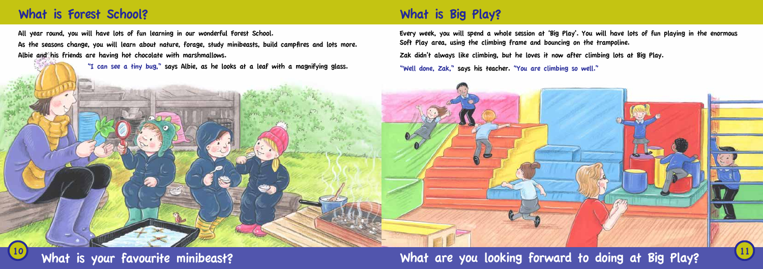## What is Forest School?

All year round, you will have lots of fun learning in our wonderful Forest School.

As the seasons change, you will learn about nature, forage, study minibeasts, build campfires and lots more.

Albie and his friends are having hot chocolate with marshmallows.

"I can see a tiny bug," says Albie, as he looks at a leaf with a magnifying glass.

**What is your favourite minibeast?**

## What is Big Play?

Every week, you will spend a whole session at 'Big Play'. You will have lots of fun playing in the enormous Soft Play area, using the climbing frame and bouncing on the trampoline.

Zak didn't always like climbing, but he loves it now after climbing lots at Big Play.

"Well done, Zak," says his teacher. "You are climbing so well."

**What are you looking forward to doing at Big Play?**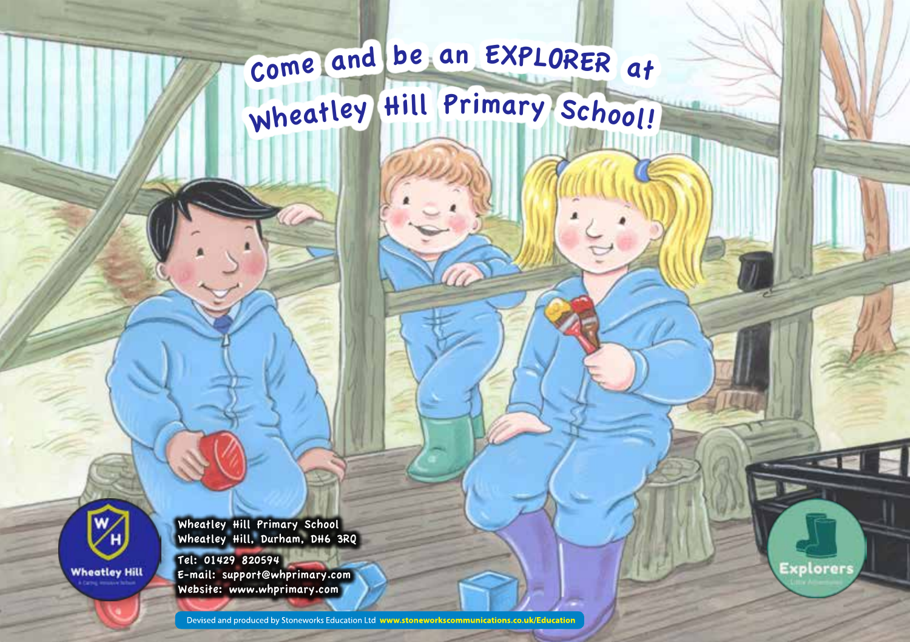# Come and be an EXPLORER at Wheatley Hill Primary School!

Wheatley Hill

Wheatley Hill Primary School
Wheatley Hill, Durham, DH6 3RQ

Tel: 01429 820594
E-mail: support@whprimary.com
Website: www.whprimary.com

Explorers

Devised and produced by Stoneworks Education Ltd **www.stoneworkscommunications.co.uk/Education**